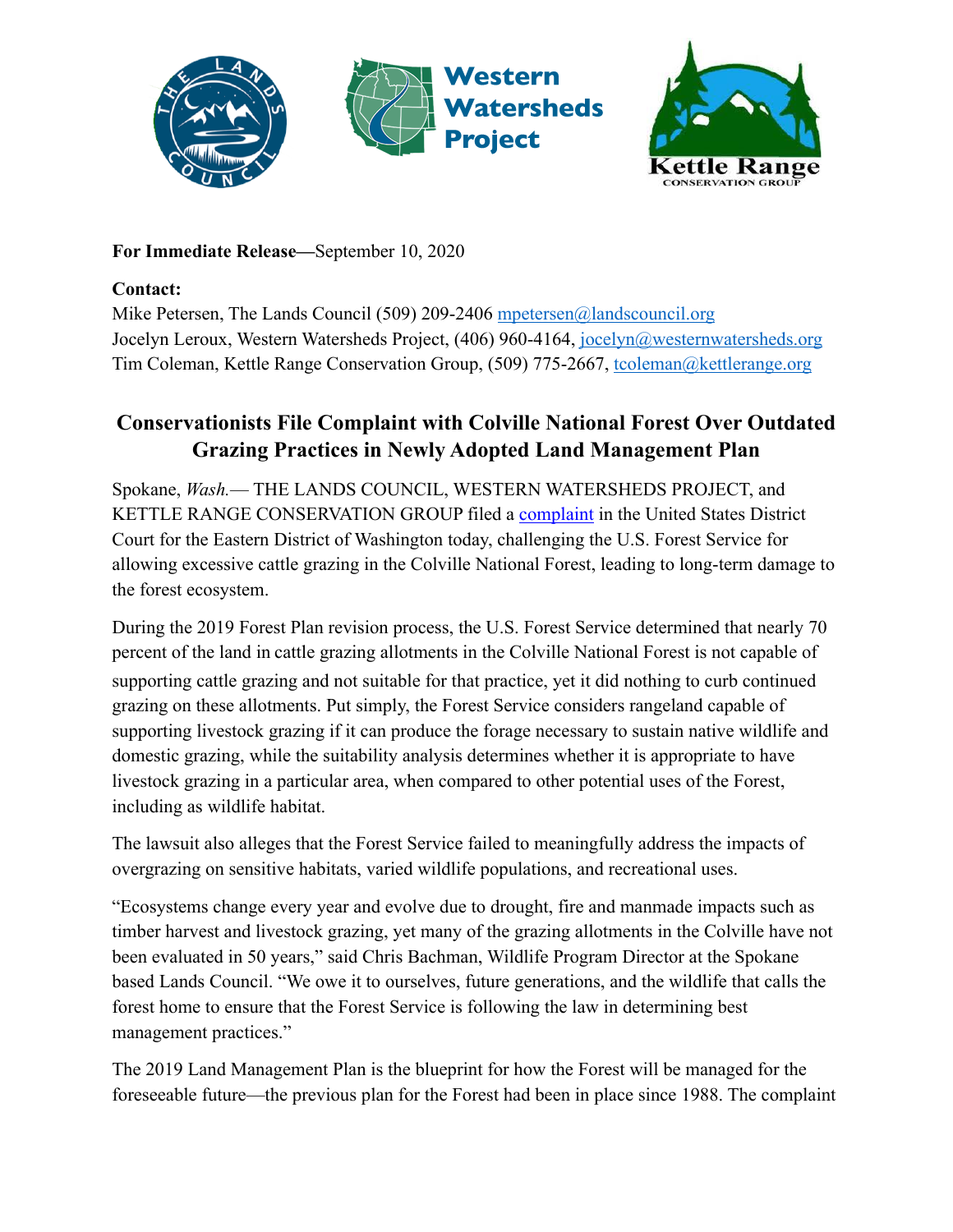**For Immediate Release—**September 10, 2020

**Contact:**
Mike Petersen, The Lands Council (509) 209-2406 mpetersen@landscouncil.org
Jocelyn Leroux, Western Watersheds Project, (406) 960-4164, jocelyn@westernwatersheds.org
Tim Coleman, Kettle Range Conservation Group, (509) 775-2667, tcoleman@kettlerange.org

## Conservationists File Complaint with Colville National Forest Over Outdated Grazing Practices in Newly Adopted Land Management Plan

Spokane, *Wash.*— THE LANDS COUNCIL, WESTERN WATERSHEDS PROJECT, and KETTLE RANGE CONSERVATION GROUP filed a complaint in the United States District Court for the Eastern District of Washington today, challenging the U.S. Forest Service for allowing excessive cattle grazing in the Colville National Forest, leading to long-term damage to the forest ecosystem.

During the 2019 Forest Plan revision process, the U.S. Forest Service determined that nearly 70 percent of the land in cattle grazing allotments in the Colville National Forest is not capable of supporting cattle grazing and not suitable for that practice, yet it did nothing to curb continued grazing on these allotments. Put simply, the Forest Service considers rangeland capable of supporting livestock grazing if it can produce the forage necessary to sustain native wildlife and domestic grazing, while the suitability analysis determines whether it is appropriate to have livestock grazing in a particular area, when compared to other potential uses of the Forest, including as wildlife habitat.

The lawsuit also alleges that the Forest Service failed to meaningfully address the impacts of overgrazing on sensitive habitats, varied wildlife populations, and recreational uses.

"Ecosystems change every year and evolve due to drought, fire and manmade impacts such as timber harvest and livestock grazing, yet many of the grazing allotments in the Colville have not been evaluated in 50 years," said Chris Bachman, Wildlife Program Director at the Spokane based Lands Council. "We owe it to ourselves, future generations, and the wildlife that calls the forest home to ensure that the Forest Service is following the law in determining best management practices."

The 2019 Land Management Plan is the blueprint for how the Forest will be managed for the foreseeable future—the previous plan for the Forest had been in place since 1988. The complaint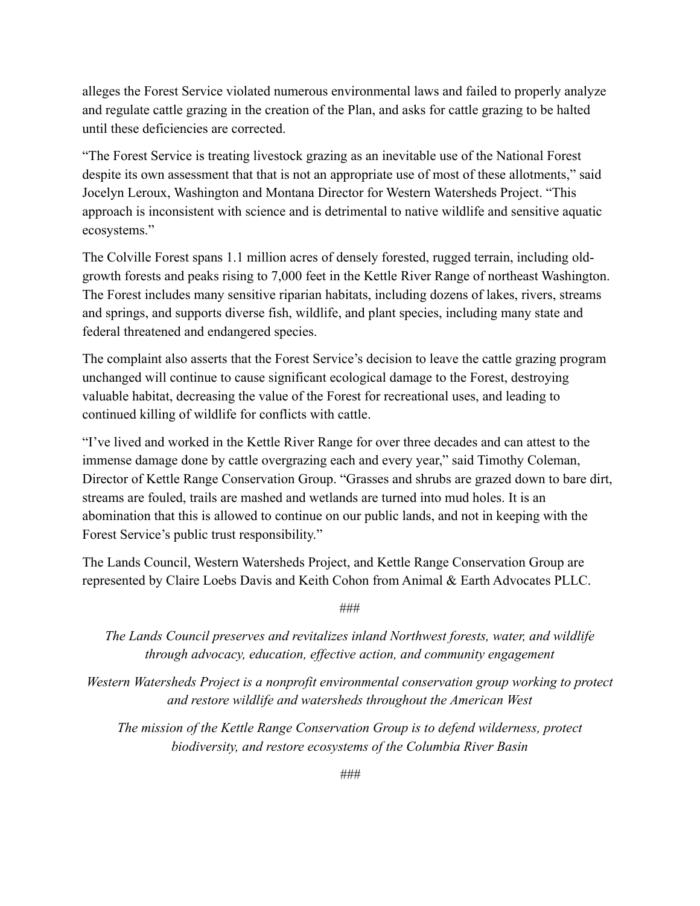alleges the Forest Service violated numerous environmental laws and failed to properly analyze and regulate cattle grazing in the creation of the Plan, and asks for cattle grazing to be halted until these deficiencies are corrected.

"The Forest Service is treating livestock grazing as an inevitable use of the National Forest despite its own assessment that that is not an appropriate use of most of these allotments," said Jocelyn Leroux, Washington and Montana Director for Western Watersheds Project. "This approach is inconsistent with science and is detrimental to native wildlife and sensitive aquatic ecosystems."

The Colville Forest spans 1.1 million acres of densely forested, rugged terrain, including old-growth forests and peaks rising to 7,000 feet in the Kettle River Range of northeast Washington. The Forest includes many sensitive riparian habitats, including dozens of lakes, rivers, streams and springs, and supports diverse fish, wildlife, and plant species, including many state and federal threatened and endangered species.

The complaint also asserts that the Forest Service's decision to leave the cattle grazing program unchanged will continue to cause significant ecological damage to the Forest, destroying valuable habitat, decreasing the value of the Forest for recreational uses, and leading to continued killing of wildlife for conflicts with cattle.

"I've lived and worked in the Kettle River Range for over three decades and can attest to the immense damage done by cattle overgrazing each and every year," said Timothy Coleman, Director of Kettle Range Conservation Group. "Grasses and shrubs are grazed down to bare dirt, streams are fouled, trails are mashed and wetlands are turned into mud holes. It is an abomination that this is allowed to continue on our public lands, and not in keeping with the Forest Service's public trust responsibility."

The Lands Council, Western Watersheds Project, and Kettle Range Conservation Group are represented by Claire Loebs Davis and Keith Cohon from Animal & Earth Advocates PLLC.

###

*The Lands Council preserves and revitalizes inland Northwest forests, water, and wildlife through advocacy, education, effective action, and community engagement*

*Western Watersheds Project is a nonprofit environmental conservation group working to protect and restore wildlife and watersheds throughout the American West*

*The mission of the Kettle Range Conservation Group is to defend wilderness, protect biodiversity, and restore ecosystems of the Columbia River Basin*

###